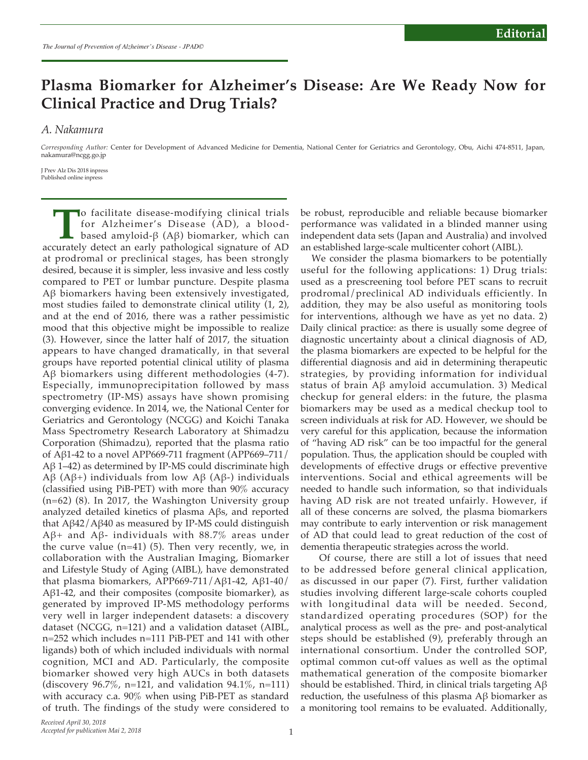Editorial

# Plasma Biomarker for Alzheimer's Disease: Are We Ready Now for Clinical Practice and Drug Trials?

*A. Nakamura*

*Corresponding Author:* Center for Development of Advanced Medicine for Dementia, National Center for Geriatrics and Gerontology, Obu, Aichi 474-8511, Japan, nakamura@ncgg.go.jp

J Prev Alz Dis 2018 inpress
Published online inpress

To facilitate disease-modifying clinical trials for Alzheimer's Disease (AD), a blood-based amyloid-β (Aβ) biomarker, which can accurately detect an early pathological signature of AD at prodromal or preclinical stages, has been strongly desired, because it is simpler, less invasive and less costly compared to PET or lumbar puncture. Despite plasma Aβ biomarkers having been extensively investigated, most studies failed to demonstrate clinical utility (1, 2), and at the end of 2016, there was a rather pessimistic mood that this objective might be impossible to realize (3). However, since the latter half of 2017, the situation appears to have changed dramatically, in that several groups have reported potential clinical utility of plasma Aβ biomarkers using different methodologies (4-7). Especially, immunoprecipitation followed by mass spectrometry (IP-MS) assays have shown promising converging evidence. In 2014, we, the National Center for Geriatrics and Gerontology (NCGG) and Koichi Tanaka Mass Spectrometry Research Laboratory at Shimadzu Corporation (Shimadzu), reported that the plasma ratio of Aβ1-42 to a novel APP669-711 fragment (APP669–711/Aβ 1–42) as determined by IP-MS could discriminate high Aβ (Aβ+) individuals from low Aβ (Aβ-) individuals (classified using PiB-PET) with more than 90% accuracy (n=62) (8). In 2017, the Washington University group analyzed detailed kinetics of plasma Aβs, and reported that Aβ42/Aβ40 as measured by IP-MS could distinguish Aβ+ and Aβ- individuals with 88.7% areas under the curve value (n=41) (5). Then very recently, we, in collaboration with the Australian Imaging, Biomarker and Lifestyle Study of Aging (AIBL), have demonstrated that plasma biomarkers, APP669-711/Aβ1-42, Aβ1-40/Aβ1-42, and their composites (composite biomarker), as generated by improved IP-MS methodology performs very well in larger independent datasets: a discovery dataset (NCGG, n=121) and a validation dataset (AIBL, n=252 which includes n=111 PiB-PET and 141 with other ligands) both of which included individuals with normal cognition, MCI and AD. Particularly, the composite biomarker showed very high AUCs in both datasets (discovery 96.7%, n=121, and validation 94.1%, n=111) with accuracy c.a. 90% when using PiB-PET as standard of truth. The findings of the study were considered to be robust, reproducible and reliable because biomarker performance was validated in a blinded manner using independent data sets (Japan and Australia) and involved an established large-scale multicenter cohort (AIBL).

We consider the plasma biomarkers to be potentially useful for the following applications: 1) Drug trials: used as a prescreening tool before PET scans to recruit prodromal/preclinical AD individuals efficiently. In addition, they may be also useful as monitoring tools for interventions, although we have as yet no data. 2) Daily clinical practice: as there is usually some degree of diagnostic uncertainty about a clinical diagnosis of AD, the plasma biomarkers are expected to be helpful for the differential diagnosis and aid in determining therapeutic strategies, by providing information for individual status of brain Aβ amyloid accumulation. 3) Medical checkup for general elders: in the future, the plasma biomarkers may be used as a medical checkup tool to screen individuals at risk for AD. However, we should be very careful for this application, because the information of "having AD risk" can be too impactful for the general population. Thus, the application should be coupled with developments of effective drugs or effective preventive interventions. Social and ethical agreements will be needed to handle such information, so that individuals having AD risk are not treated unfairly. However, if all of these concerns are solved, the plasma biomarkers may contribute to early intervention or risk management of AD that could lead to great reduction of the cost of dementia therapeutic strategies across the world.

Of course, there are still a lot of issues that need to be addressed before general clinical application, as discussed in our paper (7). First, further validation studies involving different large-scale cohorts coupled with longitudinal data will be needed. Second, standardized operating procedures (SOP) for the analytical process as well as the pre- and post-analytical steps should be established (9), preferably through an international consortium. Under the controlled SOP, optimal common cut-off values as well as the optimal mathematical generation of the composite biomarker should be established. Third, in clinical trials targeting Aβ reduction, the usefulness of this plasma Aβ biomarker as a monitoring tool remains to be evaluated. Additionally,

*Received April 30, 2018*
*Accepted for publication Mai 2, 2018*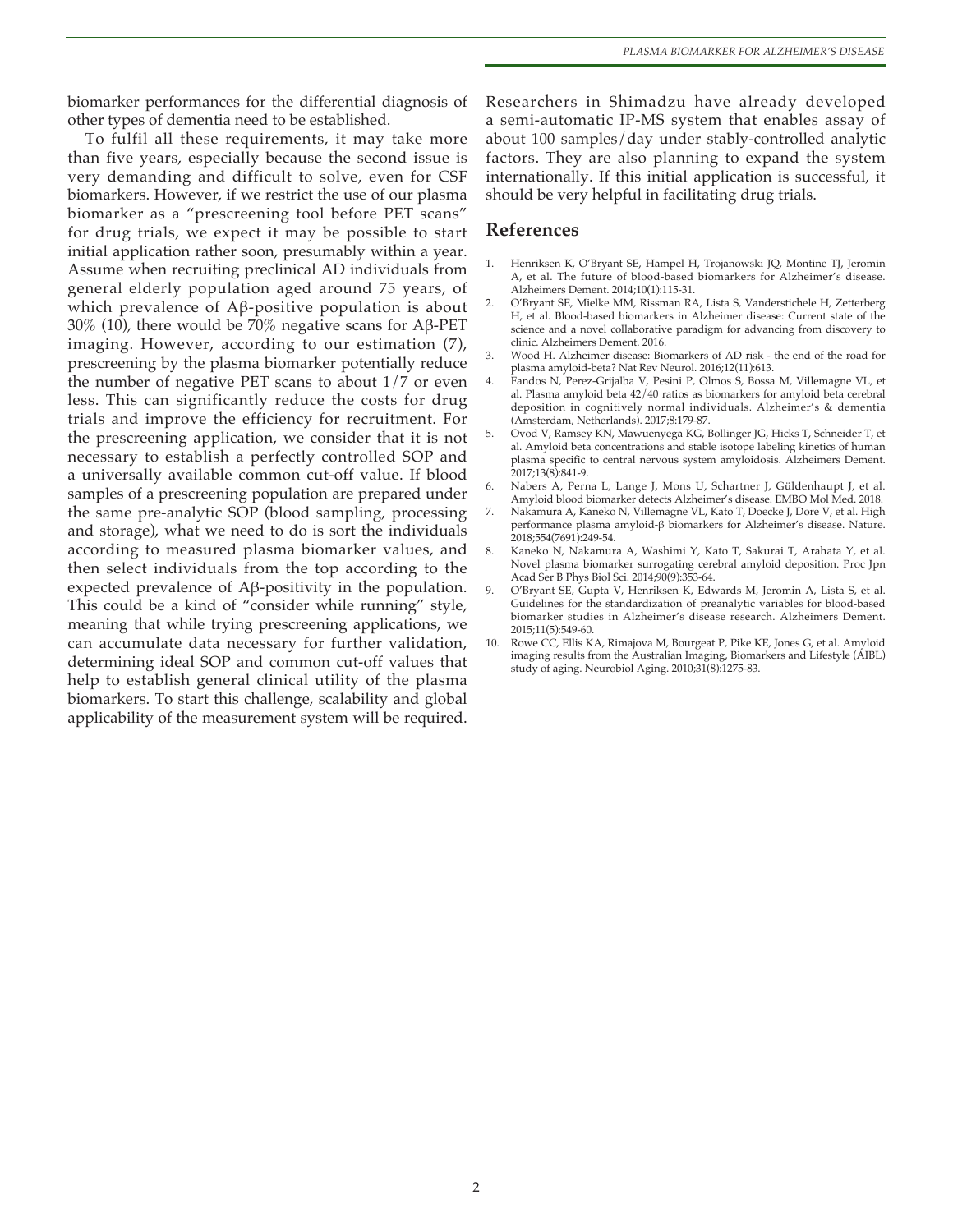biomarker performances for the differential diagnosis of other types of dementia need to be established.

To fulfil all these requirements, it may take more than five years, especially because the second issue is very demanding and difficult to solve, even for CSF biomarkers. However, if we restrict the use of our plasma biomarker as a "prescreening tool before PET scans" for drug trials, we expect it may be possible to start initial application rather soon, presumably within a year. Assume when recruiting preclinical AD individuals from general elderly population aged around 75 years, of which prevalence of Aβ-positive population is about 30% (10), there would be 70% negative scans for Aβ-PET imaging. However, according to our estimation (7), prescreening by the plasma biomarker potentially reduce the number of negative PET scans to about 1/7 or even less. This can significantly reduce the costs for drug trials and improve the efficiency for recruitment. For the prescreening application, we consider that it is not necessary to establish a perfectly controlled SOP and a universally available common cut-off value. If blood samples of a prescreening population are prepared under the same pre-analytic SOP (blood sampling, processing and storage), what we need to do is sort the individuals according to measured plasma biomarker values, and then select individuals from the top according to the expected prevalence of Aβ-positivity in the population. This could be a kind of "consider while running" style, meaning that while trying prescreening applications, we can accumulate data necessary for further validation, determining ideal SOP and common cut-off values that help to establish general clinical utility of the plasma biomarkers. To start this challenge, scalability and global applicability of the measurement system will be required. Researchers in Shimadzu have already developed a semi-automatic IP-MS system that enables assay of about 100 samples/day under stably-controlled analytic factors. They are also planning to expand the system internationally. If this initial application is successful, it should be very helpful in facilitating drug trials.

## References

1. Henriksen K, O'Bryant SE, Hampel H, Trojanowski JQ, Montine TJ, Jeromin A, et al. The future of blood-based biomarkers for Alzheimer's disease. Alzheimers Dement. 2014;10(1):115-31.
2. O'Bryant SE, Mielke MM, Rissman RA, Lista S, Vanderstichele H, Zetterberg H, et al. Blood-based biomarkers in Alzheimer disease: Current state of the science and a novel collaborative paradigm for advancing from discovery to clinic. Alzheimers Dement. 2016.
3. Wood H. Alzheimer disease: Biomarkers of AD risk - the end of the road for plasma amyloid-beta? Nat Rev Neurol. 2016;12(11):613.
4. Fandos N, Perez-Grijalba V, Pesini P, Olmos S, Bossa M, Villemagne VL, et al. Plasma amyloid beta 42/40 ratios as biomarkers for amyloid beta cerebral deposition in cognitively normal individuals. Alzheimer's & dementia (Amsterdam, Netherlands). 2017;8:179-87.
5. Ovod V, Ramsey KN, Mawuenyega KG, Bollinger JG, Hicks T, Schneider T, et al. Amyloid beta concentrations and stable isotope labeling kinetics of human plasma specific to central nervous system amyloidosis. Alzheimers Dement. 2017;13(8):841-9.
6. Nabers A, Perna L, Lange J, Mons U, Schartner J, Güldenhaupt J, et al. Amyloid blood biomarker detects Alzheimer's disease. EMBO Mol Med. 2018.
7. Nakamura A, Kaneko N, Villemagne VL, Kato T, Doecke J, Dore V, et al. High performance plasma amyloid-β biomarkers for Alzheimer's disease. Nature. 2018;554(7691):249-54.
8. Kaneko N, Nakamura A, Washimi Y, Kato T, Sakurai T, Arahata Y, et al. Novel plasma biomarker surrogating cerebral amyloid deposition. Proc Jpn Acad Ser B Phys Biol Sci. 2014;90(9):353-64.
9. O'Bryant SE, Gupta V, Henriksen K, Edwards M, Jeromin A, Lista S, et al. Guidelines for the standardization of preanalytic variables for blood-based biomarker studies in Alzheimer's disease research. Alzheimers Dement. 2015;11(5):549-60.
10. Rowe CC, Ellis KA, Rimajova M, Bourgeat P, Pike KE, Jones G, et al. Amyloid imaging results from the Australian Imaging, Biomarkers and Lifestyle (AIBL) study of aging. Neurobiol Aging. 2010;31(8):1275-83.